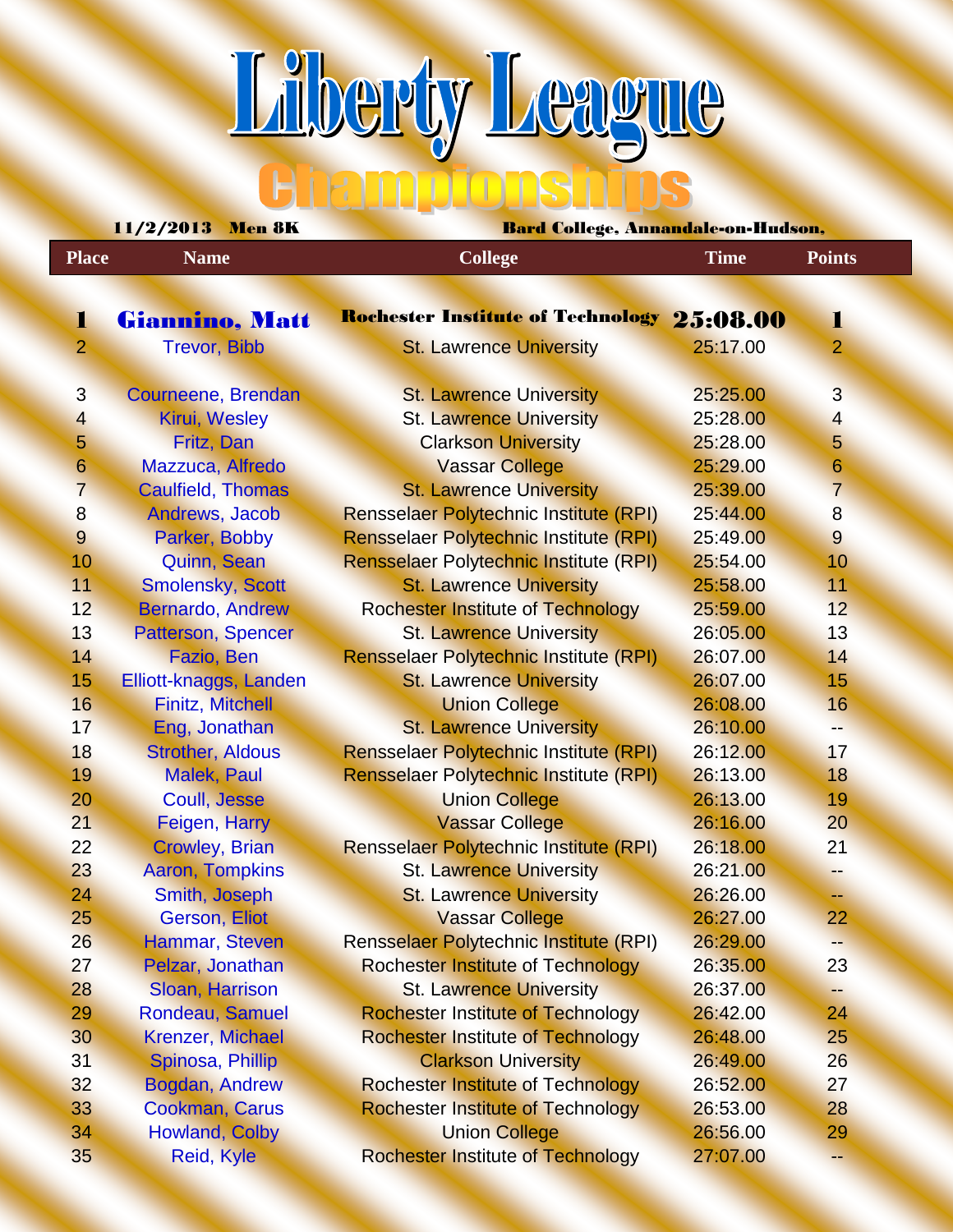# Liberty League

## Championships

**11/2/2013 Men 8K** **Bard College, Annandale-on-Hudson,**

| Place | Name | College | Time | Points |
|---|---|---|---|---|
| **1** | **Giannino, Matt** | **Rochester Institute of Technology** | **25:08.00** | **1** |
| 2 | Trevor, Bibb | St. Lawrence University | 25:17.00 | 2 |
| 3 | Courneene, Brendan | St. Lawrence University | 25:25.00 | 3 |
| 4 | Kirui, Wesley | St. Lawrence University | 25:28.00 | 4 |
| 5 | Fritz, Dan | Clarkson University | 25:28.00 | 5 |
| 6 | Mazzuca, Alfredo | Vassar College | 25:29.00 | 6 |
| 7 | Caulfield, Thomas | St. Lawrence University | 25:39.00 | 7 |
| 8 | Andrews, Jacob | Rensselaer Polytechnic Institute (RPI) | 25:44.00 | 8 |
| 9 | Parker, Bobby | Rensselaer Polytechnic Institute (RPI) | 25:49.00 | 9 |
| 10 | Quinn, Sean | Rensselaer Polytechnic Institute (RPI) | 25:54.00 | 10 |
| 11 | Smolensky, Scott | St. Lawrence University | 25:58.00 | 11 |
| 12 | Bernardo, Andrew | Rochester Institute of Technology | 25:59.00 | 12 |
| 13 | Patterson, Spencer | St. Lawrence University | 26:05.00 | 13 |
| 14 | Fazio, Ben | Rensselaer Polytechnic Institute (RPI) | 26:07.00 | 14 |
| 15 | Elliott-knaggs, Landen | St. Lawrence University | 26:07.00 | 15 |
| 16 | Finitz, Mitchell | Union College | 26:08.00 | 16 |
| 17 | Eng, Jonathan | St. Lawrence University | 26:10.00 | -- |
| 18 | Strother, Aldous | Rensselaer Polytechnic Institute (RPI) | 26:12.00 | 17 |
| 19 | Malek, Paul | Rensselaer Polytechnic Institute (RPI) | 26:13.00 | 18 |
| 20 | Coull, Jesse | Union College | 26:13.00 | 19 |
| 21 | Feigen, Harry | Vassar College | 26:16.00 | 20 |
| 22 | Crowley, Brian | Rensselaer Polytechnic Institute (RPI) | 26:18.00 | 21 |
| 23 | Aaron, Tompkins | St. Lawrence University | 26:21.00 | -- |
| 24 | Smith, Joseph | St. Lawrence University | 26:26.00 | -- |
| 25 | Gerson, Eliot | Vassar College | 26:27.00 | 22 |
| 26 | Hammar, Steven | Rensselaer Polytechnic Institute (RPI) | 26:29.00 | -- |
| 27 | Pelzar, Jonathan | Rochester Institute of Technology | 26:35.00 | 23 |
| 28 | Sloan, Harrison | St. Lawrence University | 26:37.00 | -- |
| 29 | Rondeau, Samuel | Rochester Institute of Technology | 26:42.00 | 24 |
| 30 | Krenzer, Michael | Rochester Institute of Technology | 26:48.00 | 25 |
| 31 | Spinosa, Phillip | Clarkson University | 26:49.00 | 26 |
| 32 | Bogdan, Andrew | Rochester Institute of Technology | 26:52.00 | 27 |
| 33 | Cookman, Carus | Rochester Institute of Technology | 26:53.00 | 28 |
| 34 | Howland, Colby | Union College | 26:56.00 | 29 |
| 35 | Reid, Kyle | Rochester Institute of Technology | 27:07.00 | -- |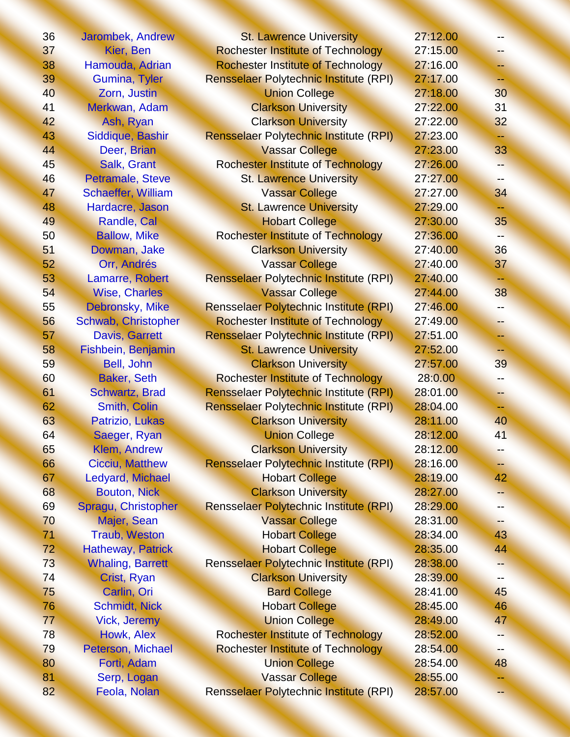| | | | | |
|---|---|---|---|---|
| 36 | Jarombek, Andrew | St. Lawrence University | 27:12.00 | -- |
| 37 | Kier, Ben | Rochester Institute of Technology | 27:15.00 | -- |
| 38 | Hamouda, Adrian | Rochester Institute of Technology | 27:16.00 | -- |
| 39 | Gumina, Tyler | Rensselaer Polytechnic Institute (RPI) | 27:17.00 | -- |
| 40 | Zorn, Justin | Union College | 27:18.00 | 30 |
| 41 | Merkwan, Adam | Clarkson University | 27:22.00 | 31 |
| 42 | Ash, Ryan | Clarkson University | 27:22.00 | 32 |
| 43 | Siddique, Bashir | Rensselaer Polytechnic Institute (RPI) | 27:23.00 | -- |
| 44 | Deer, Brian | Vassar College | 27:23.00 | 33 |
| 45 | Salk, Grant | Rochester Institute of Technology | 27:26.00 | -- |
| 46 | Petramale, Steve | St. Lawrence University | 27:27.00 | -- |
| 47 | Schaeffer, William | Vassar College | 27:27.00 | 34 |
| 48 | Hardacre, Jason | St. Lawrence University | 27:29.00 | -- |
| 49 | Randle, Cal | Hobart College | 27:30.00 | 35 |
| 50 | Ballow, Mike | Rochester Institute of Technology | 27:36.00 | -- |
| 51 | Dowman, Jake | Clarkson University | 27:40.00 | 36 |
| 52 | Orr, Andrés | Vassar College | 27:40.00 | 37 |
| 53 | Lamarre, Robert | Rensselaer Polytechnic Institute (RPI) | 27:40.00 | -- |
| 54 | Wise, Charles | Vassar College | 27:44.00 | 38 |
| 55 | Debronsky, Mike | Rensselaer Polytechnic Institute (RPI) | 27:46.00 | -- |
| 56 | Schwab, Christopher | Rochester Institute of Technology | 27:49.00 | -- |
| 57 | Davis, Garrett | Rensselaer Polytechnic Institute (RPI) | 27:51.00 | -- |
| 58 | Fishbein, Benjamin | St. Lawrence University | 27:52.00 | -- |
| 59 | Bell, John | Clarkson University | 27:57.00 | 39 |
| 60 | Baker, Seth | Rochester Institute of Technology | 28:0.00 | -- |
| 61 | Schwartz, Brad | Rensselaer Polytechnic Institute (RPI) | 28:01.00 | -- |
| 62 | Smith, Colin | Rensselaer Polytechnic Institute (RPI) | 28:04.00 | -- |
| 63 | Patrizio, Lukas | Clarkson University | 28:11.00 | 40 |
| 64 | Saeger, Ryan | Union College | 28:12.00 | 41 |
| 65 | Klem, Andrew | Clarkson University | 28:12.00 | -- |
| 66 | Cicciu, Matthew | Rensselaer Polytechnic Institute (RPI) | 28:16.00 | -- |
| 67 | Ledyard, Michael | Hobart College | 28:19.00 | 42 |
| 68 | Bouton, Nick | Clarkson University | 28:27.00 | -- |
| 69 | Spragu, Christopher | Rensselaer Polytechnic Institute (RPI) | 28:29.00 | -- |
| 70 | Majer, Sean | Vassar College | 28:31.00 | -- |
| 71 | Traub, Weston | Hobart College | 28:34.00 | 43 |
| 72 | Hatheway, Patrick | Hobart College | 28:35.00 | 44 |
| 73 | Whaling, Barrett | Rensselaer Polytechnic Institute (RPI) | 28:38.00 | -- |
| 74 | Crist, Ryan | Clarkson University | 28:39.00 | -- |
| 75 | Carlin, Ori | Bard College | 28:41.00 | 45 |
| 76 | Schmidt, Nick | Hobart College | 28:45.00 | 46 |
| 77 | Vick, Jeremy | Union College | 28:49.00 | 47 |
| 78 | Howk, Alex | Rochester Institute of Technology | 28:52.00 | -- |
| 79 | Peterson, Michael | Rochester Institute of Technology | 28:54.00 | -- |
| 80 | Forti, Adam | Union College | 28:54.00 | 48 |
| 81 | Serp, Logan | Vassar College | 28:55.00 | -- |
| 82 | Feola, Nolan | Rensselaer Polytechnic Institute (RPI) | 28:57.00 | -- |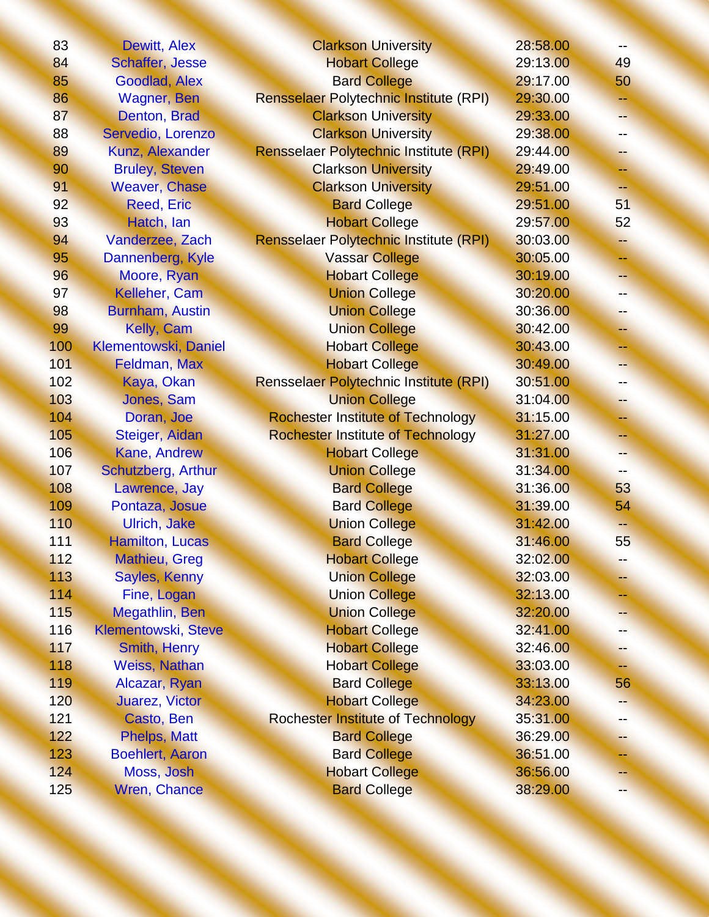| | | | | |
|---|---|---|---|---|
| 83 | Dewitt, Alex | Clarkson University | 28:58.00 | -- |
| 84 | Schaffer, Jesse | Hobart College | 29:13.00 | 49 |
| 85 | Goodlad, Alex | Bard College | 29:17.00 | 50 |
| 86 | Wagner, Ben | Rensselaer Polytechnic Institute (RPI) | 29:30.00 | -- |
| 87 | Denton, Brad | Clarkson University | 29:33.00 | -- |
| 88 | Servedio, Lorenzo | Clarkson University | 29:38.00 | -- |
| 89 | Kunz, Alexander | Rensselaer Polytechnic Institute (RPI) | 29:44.00 | -- |
| 90 | Bruley, Steven | Clarkson University | 29:49.00 | -- |
| 91 | Weaver, Chase | Clarkson University | 29:51.00 | -- |
| 92 | Reed, Eric | Bard College | 29:51.00 | 51 |
| 93 | Hatch, Ian | Hobart College | 29:57.00 | 52 |
| 94 | Vanderzee, Zach | Rensselaer Polytechnic Institute (RPI) | 30:03.00 | -- |
| 95 | Dannenberg, Kyle | Vassar College | 30:05.00 | -- |
| 96 | Moore, Ryan | Hobart College | 30:19.00 | -- |
| 97 | Kelleher, Cam | Union College | 30:20.00 | -- |
| 98 | Burnham, Austin | Union College | 30:36.00 | -- |
| 99 | Kelly, Cam | Union College | 30:42.00 | -- |
| 100 | Klementowski, Daniel | Hobart College | 30:43.00 | -- |
| 101 | Feldman, Max | Hobart College | 30:49.00 | -- |
| 102 | Kaya, Okan | Rensselaer Polytechnic Institute (RPI) | 30:51.00 | -- |
| 103 | Jones, Sam | Union College | 31:04.00 | -- |
| 104 | Doran, Joe | Rochester Institute of Technology | 31:15.00 | -- |
| 105 | Steiger, Aidan | Rochester Institute of Technology | 31:27.00 | -- |
| 106 | Kane, Andrew | Hobart College | 31:31.00 | -- |
| 107 | Schutzberg, Arthur | Union College | 31:34.00 | -- |
| 108 | Lawrence, Jay | Bard College | 31:36.00 | 53 |
| 109 | Pontaza, Josue | Bard College | 31:39.00 | 54 |
| 110 | Ulrich, Jake | Union College | 31:42.00 | -- |
| 111 | Hamilton, Lucas | Bard College | 31:46.00 | 55 |
| 112 | Mathieu, Greg | Hobart College | 32:02.00 | -- |
| 113 | Sayles, Kenny | Union College | 32:03.00 | -- |
| 114 | Fine, Logan | Union College | 32:13.00 | -- |
| 115 | Megathlin, Ben | Union College | 32:20.00 | -- |
| 116 | Klementowski, Steve | Hobart College | 32:41.00 | -- |
| 117 | Smith, Henry | Hobart College | 32:46.00 | -- |
| 118 | Weiss, Nathan | Hobart College | 33:03.00 | -- |
| 119 | Alcazar, Ryan | Bard College | 33:13.00 | 56 |
| 120 | Juarez, Victor | Hobart College | 34:23.00 | -- |
| 121 | Casto, Ben | Rochester Institute of Technology | 35:31.00 | -- |
| 122 | Phelps, Matt | Bard College | 36:29.00 | -- |
| 123 | Boehlert, Aaron | Bard College | 36:51.00 | -- |
| 124 | Moss, Josh | Hobart College | 36:56.00 | -- |
| 125 | Wren, Chance | Bard College | 38:29.00 | -- |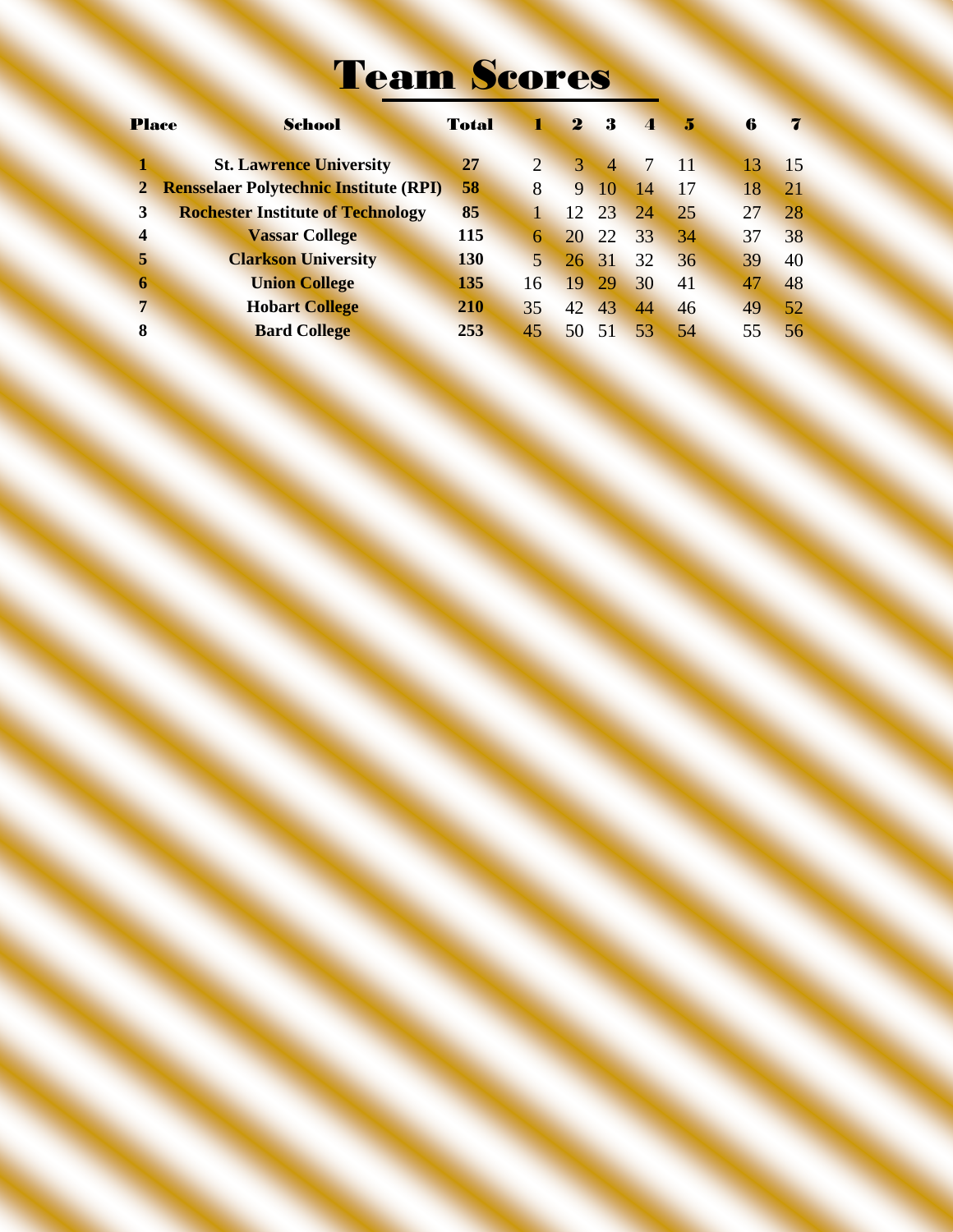# Team Scores

| Place | School | Total | 1 | 2 | 3 | 4 | 5 | 6 | 7 |
|---|---|---|---|---|---|---|---|---|---|
| **1** | **St. Lawrence University** | **27** | 2 | 3 | 4 | 7 | 11 | 13 | 15 |
| **2** | **Rensselaer Polytechnic Institute (RPI)** | **58** | 8 | 9 | 10 | 14 | 17 | 18 | 21 |
| **3** | **Rochester Institute of Technology** | **85** | 1 | 12 | 23 | 24 | 25 | 27 | 28 |
| **4** | **Vassar College** | **115** | 6 | 20 | 22 | 33 | 34 | 37 | 38 |
| **5** | **Clarkson University** | **130** | 5 | 26 | 31 | 32 | 36 | 39 | 40 |
| **6** | **Union College** | **135** | 16 | 19 | 29 | 30 | 41 | 47 | 48 |
| **7** | **Hobart College** | **210** | 35 | 42 | 43 | 44 | 46 | 49 | 52 |
| **8** | **Bard College** | **253** | 45 | 50 | 51 | 53 | 54 | 55 | 56 |